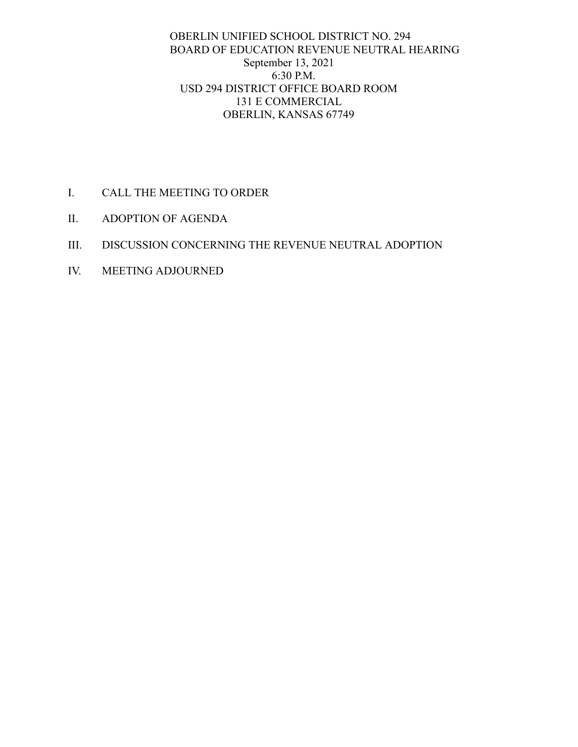# OBERLIN UNIFIED SCHOOL DISTRICT NO. 294
## BOARD OF EDUCATION REVENUE NEUTRAL HEARING

September 13, 2021
6:30 P.M.
USD 294 DISTRICT OFFICE BOARD ROOM
131 E COMMERCIAL
OBERLIN, KANSAS 67749

I. CALL THE MEETING TO ORDER

II. ADOPTION OF AGENDA

III. DISCUSSION CONCERNING THE REVENUE NEUTRAL ADOPTION

IV. MEETING ADJOURNED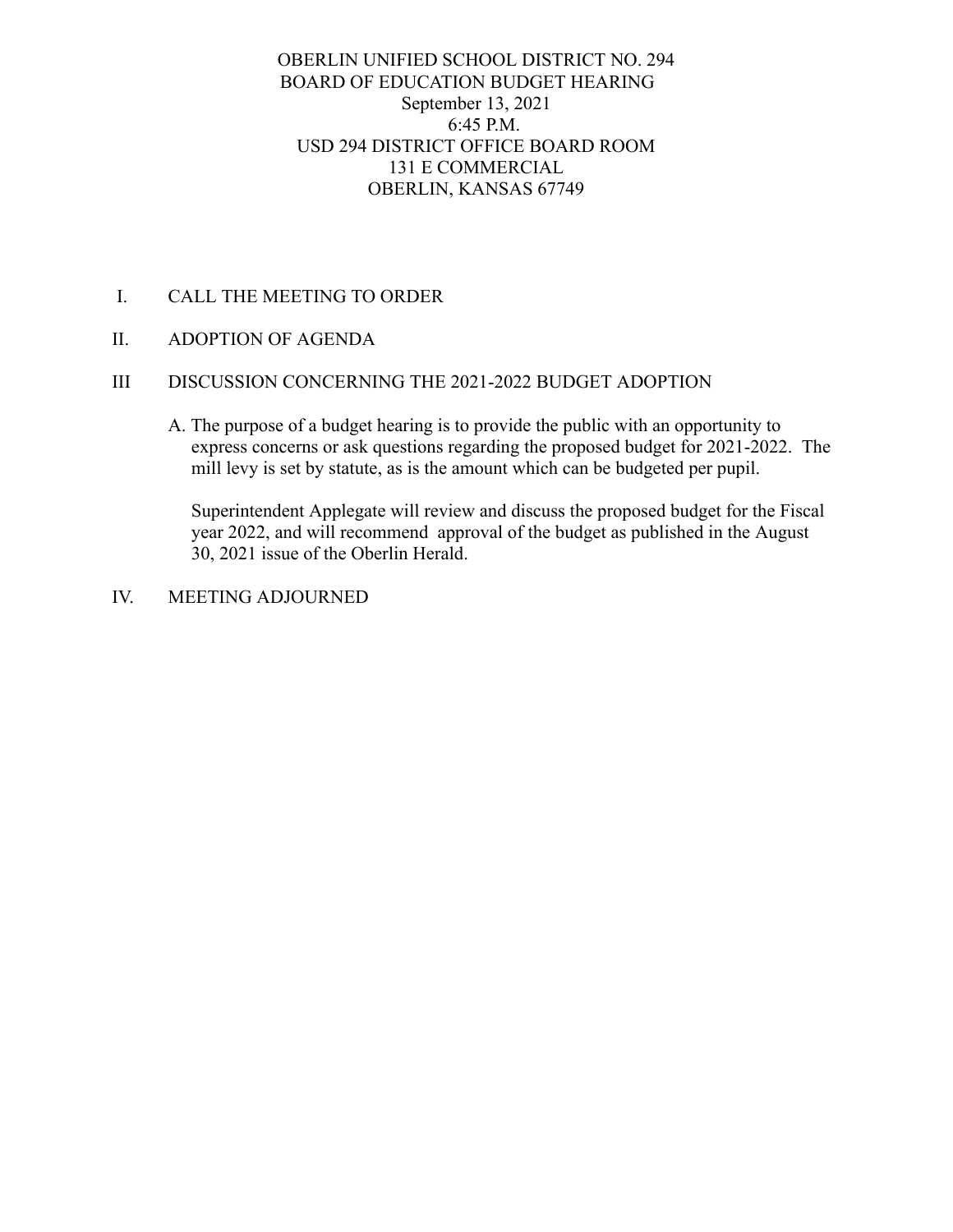OBERLIN UNIFIED SCHOOL DISTRICT NO. 294
BOARD OF EDUCATION BUDGET HEARING
September 13, 2021
6:45 P.M.
USD 294 DISTRICT OFFICE BOARD ROOM
131 E COMMERCIAL
OBERLIN, KANSAS 67749

I. CALL THE MEETING TO ORDER

II. ADOPTION OF AGENDA

III DISCUSSION CONCERNING THE 2021-2022 BUDGET ADOPTION

A. The purpose of a budget hearing is to provide the public with an opportunity to express concerns or ask questions regarding the proposed budget for 2021-2022. The mill levy is set by statute, as is the amount which can be budgeted per pupil.

Superintendent Applegate will review and discuss the proposed budget for the Fiscal year 2022, and will recommend approval of the budget as published in the August 30, 2021 issue of the Oberlin Herald.

IV. MEETING ADJOURNED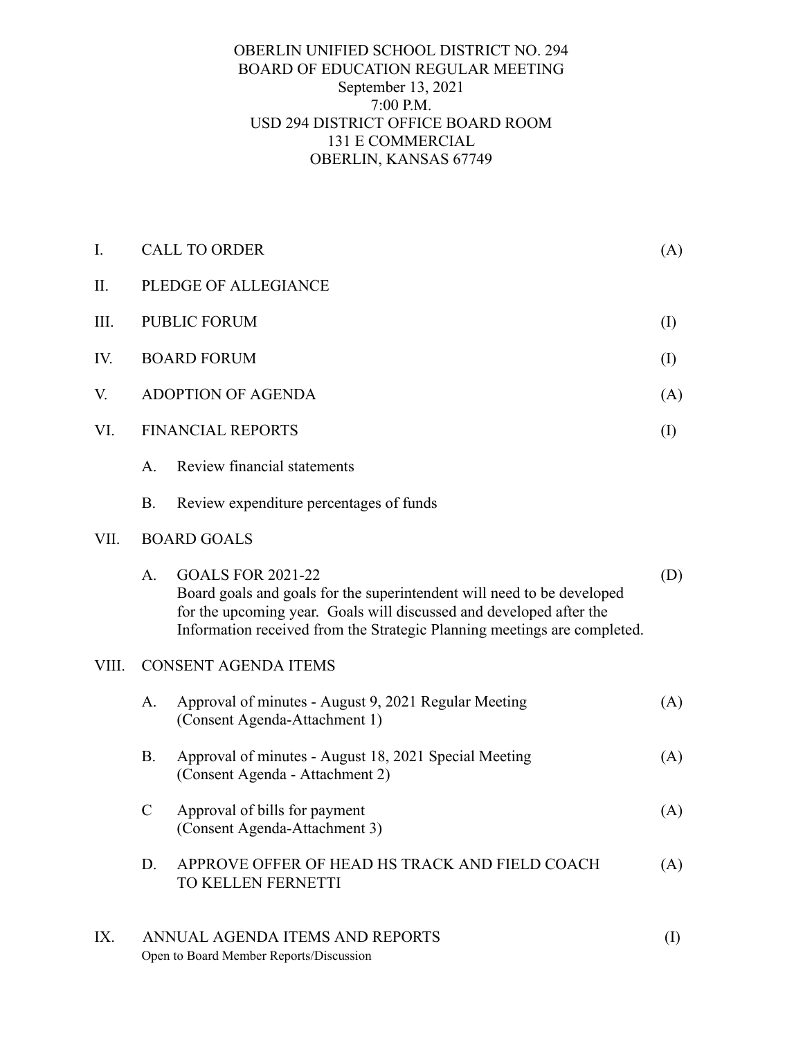OBERLIN UNIFIED SCHOOL DISTRICT NO. 294
BOARD OF EDUCATION REGULAR MEETING
September 13, 2021
7:00 P.M.
USD 294 DISTRICT OFFICE BOARD ROOM
131 E COMMERCIAL
OBERLIN, KANSAS 67749

I. CALL TO ORDER (A)

II. PLEDGE OF ALLEGIANCE

III. PUBLIC FORUM (I)

IV. BOARD FORUM (I)

V. ADOPTION OF AGENDA (A)

VI. FINANCIAL REPORTS (I)

- A. Review financial statements
- B. Review expenditure percentages of funds

VII. BOARD GOALS

- A. GOALS FOR 2021-22 (D)
  Board goals and goals for the superintendent will need to be developed for the upcoming year. Goals will discussed and developed after the Information received from the Strategic Planning meetings are completed.

VIII. CONSENT AGENDA ITEMS

- A. Approval of minutes - August 9, 2021 Regular Meeting (A)
  (Consent Agenda-Attachment 1)
- B. Approval of minutes - August 18, 2021 Special Meeting (A)
  (Consent Agenda - Attachment 2)
- C Approval of bills for payment (A)
  (Consent Agenda-Attachment 3)
- D. APPROVE OFFER OF HEAD HS TRACK AND FIELD COACH TO KELLEN FERNETTI (A)

IX. ANNUAL AGENDA ITEMS AND REPORTS (I)
Open to Board Member Reports/Discussion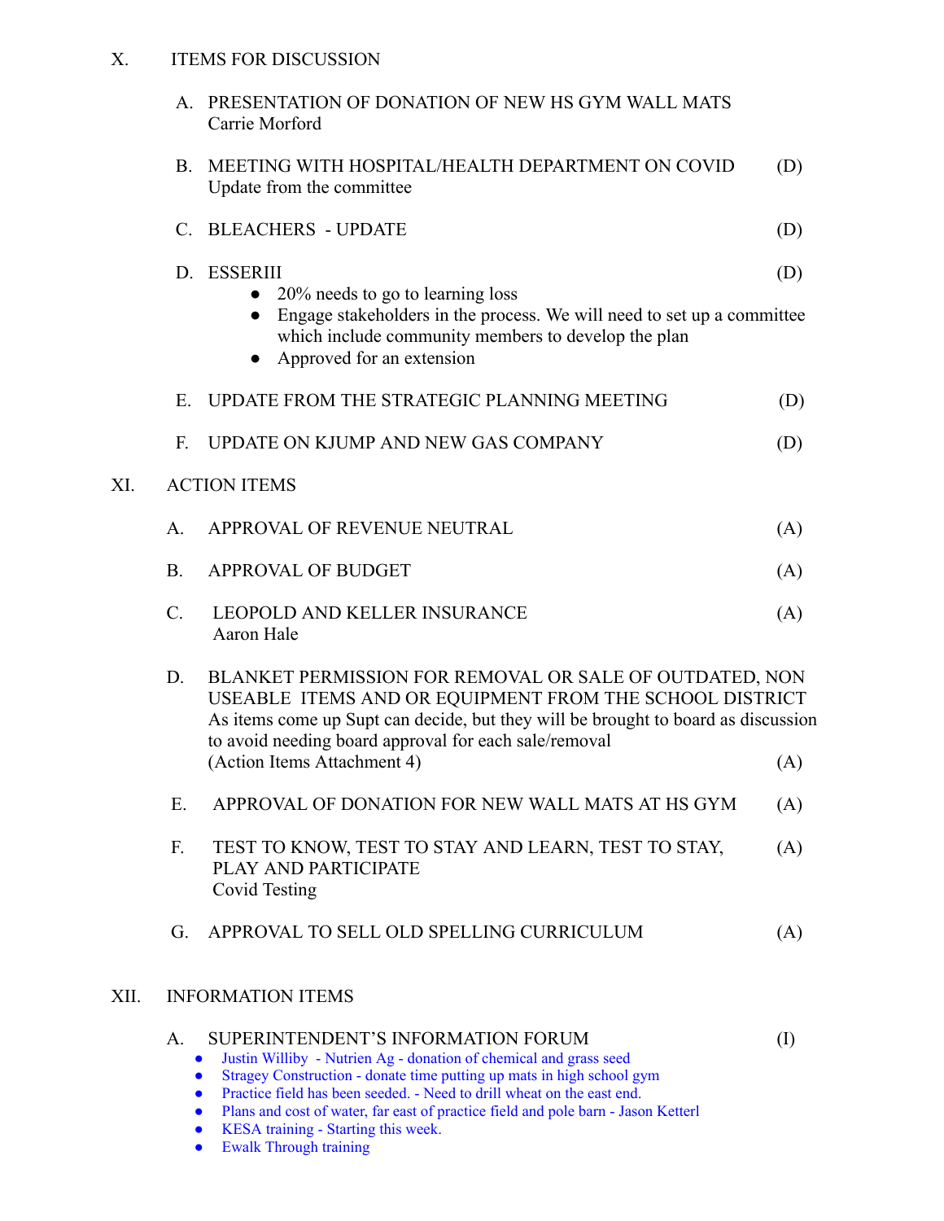## X. ITEMS FOR DISCUSSION

A. PRESENTATION OF DONATION OF NEW HS GYM WALL MATS
Carrie Morford

B. MEETING WITH HOSPITAL/HEALTH DEPARTMENT ON COVID (D)
Update from the committee

C. BLEACHERS - UPDATE (D)

D. ESSERIII (D)

- 20% needs to go to learning loss
- Engage stakeholders in the process. We will need to set up a committee which include community members to develop the plan
- Approved for an extension

E. UPDATE FROM THE STRATEGIC PLANNING MEETING (D)

F. UPDATE ON KJUMP AND NEW GAS COMPANY (D)

## XI. ACTION ITEMS

A. APPROVAL OF REVENUE NEUTRAL (A)

B. APPROVAL OF BUDGET (A)

C. LEOPOLD AND KELLER INSURANCE (A)
Aaron Hale

D. BLANKET PERMISSION FOR REMOVAL OR SALE OF OUTDATED, NON USEABLE ITEMS AND OR EQUIPMENT FROM THE SCHOOL DISTRICT
As items come up Supt can decide, but they will be brought to board as discussion to avoid needing board approval for each sale/removal
(Action Items Attachment 4) (A)

E. APPROVAL OF DONATION FOR NEW WALL MATS AT HS GYM (A)

F. TEST TO KNOW, TEST TO STAY AND LEARN, TEST TO STAY, PLAY AND PARTICIPATE (A)
Covid Testing

G. APPROVAL TO SELL OLD SPELLING CURRICULUM (A)

## XII. INFORMATION ITEMS

A. SUPERINTENDENT'S INFORMATION FORUM (I)

- Justin Williby - Nutrien Ag - donation of chemical and grass seed
- Stragey Construction - donate time putting up mats in high school gym
- Practice field has been seeded. - Need to drill wheat on the east end.
- Plans and cost of water, far east of practice field and pole barn - Jason Ketterl
- KESA training - Starting this week.
- Ewalk Through training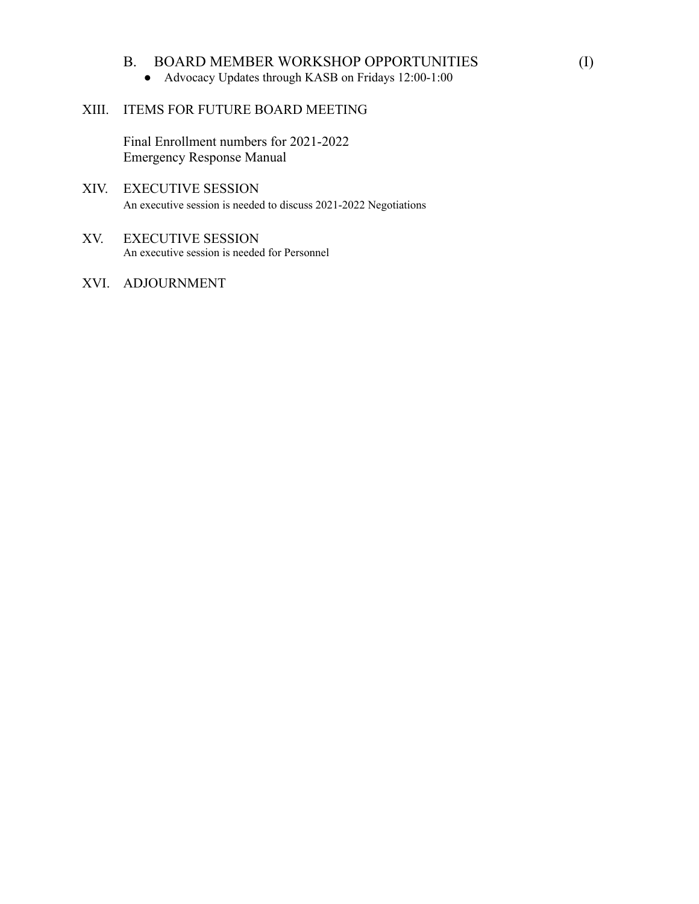B. BOARD MEMBER WORKSHOP OPPORTUNITIES (I)

- Advocacy Updates through KASB on Fridays 12:00-1:00

XIII. ITEMS FOR FUTURE BOARD MEETING

Final Enrollment numbers for 2021-2022
Emergency Response Manual

XIV. EXECUTIVE SESSION
An executive session is needed to discuss 2021-2022 Negotiations

XV. EXECUTIVE SESSION
An executive session is needed for Personnel

XVI. ADJOURNMENT